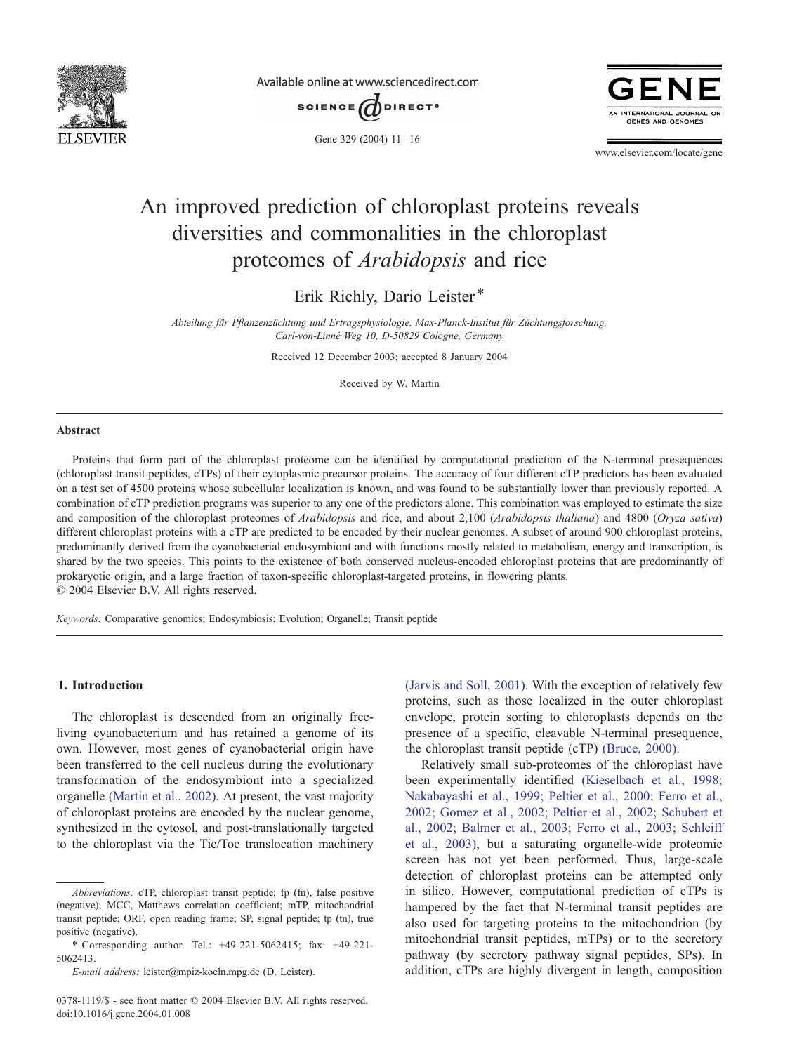# An improved prediction of chloroplast proteins reveals diversities and commonalities in the chloroplast proteomes of *Arabidopsis* and rice

Erik Richly, Dario Leister*

*Abteilung für Pflanzenzüchtung und Ertragsphysiologie, Max-Planck-Institut für Züchtungsforschung, Carl-von-Linné Weg 10, D-50829 Cologne, Germany*

Received 12 December 2003; accepted 8 January 2004

Received by W. Martin

## Abstract

Proteins that form part of the chloroplast proteome can be identified by computational prediction of the N-terminal presequences (chloroplast transit peptides, cTPs) of their cytoplasmic precursor proteins. The accuracy of four different cTP predictors has been evaluated on a test set of 4500 proteins whose subcellular localization is known, and was found to be substantially lower than previously reported. A combination of cTP prediction programs was superior to any one of the predictors alone. This combination was employed to estimate the size and composition of the chloroplast proteomes of *Arabidopsis* and rice, and about 2,100 (*Arabidopsis thaliana*) and 4800 (*Oryza sativa*) different chloroplast proteins with a cTP are predicted to be encoded by their nuclear genomes. A subset of around 900 chloroplast proteins, predominantly derived from the cyanobacterial endosymbiont and with functions mostly related to metabolism, energy and transcription, is shared by the two species. This points to the existence of both conserved nucleus-encoded chloroplast proteins that are predominantly of prokaryotic origin, and a large fraction of taxon-specific chloroplast-targeted proteins, in flowering plants.
© 2004 Elsevier B.V. All rights reserved.

*Keywords:* Comparative genomics; Endosymbiosis; Evolution; Organelle; Transit peptide

## 1. Introduction

The chloroplast is descended from an originally free-living cyanobacterium and has retained a genome of its own. However, most genes of cyanobacterial origin have been transferred to the cell nucleus during the evolutionary transformation of the endosymbiont into a specialized organelle (Martin et al., 2002). At present, the vast majority of chloroplast proteins are encoded by the nuclear genome, synthesized in the cytosol, and post-translationally targeted to the chloroplast via the Tic/Toc translocation machinery (Jarvis and Soll, 2001). With the exception of relatively few proteins, such as those localized in the outer chloroplast envelope, protein sorting to chloroplasts depends on the presence of a specific, cleavable N-terminal presequence, the chloroplast transit peptide (cTP) (Bruce, 2000).

Relatively small sub-proteomes of the chloroplast have been experimentally identified (Kieselbach et al., 1998; Nakabayashi et al., 1999; Peltier et al., 2000; Ferro et al., 2002; Gomez et al., 2002; Peltier et al., 2002; Schubert et al., 2002; Balmer et al., 2003; Ferro et al., 2003; Schleiff et al., 2003), but a saturating organelle-wide proteomic screen has not yet been performed. Thus, large-scale detection of chloroplast proteins can be attempted only in silico. However, computational prediction of cTPs is hampered by the fact that N-terminal transit peptides are also used for targeting proteins to the mitochondrion (by mitochondrial transit peptides, mTPs) or to the secretory pathway (by secretory pathway signal peptides, SPs). In addition, cTPs are highly divergent in length, composition

---

*Abbreviations:* cTP, chloroplast transit peptide; fp (fn), false positive (negative); MCC, Matthews correlation coefficient; mTP, mitochondrial transit peptide; ORF, open reading frame; SP, signal peptide; tp (tn), true positive (negative).

\* Corresponding author. Tel.: +49-221-5062415; fax: +49-221-5062413.

*E-mail address:* leister@mpiz-koeln.mpg.de (D. Leister).

0378-1119/$ - see front matter © 2004 Elsevier B.V. All rights reserved.
doi:10.1016/j.gene.2004.01.008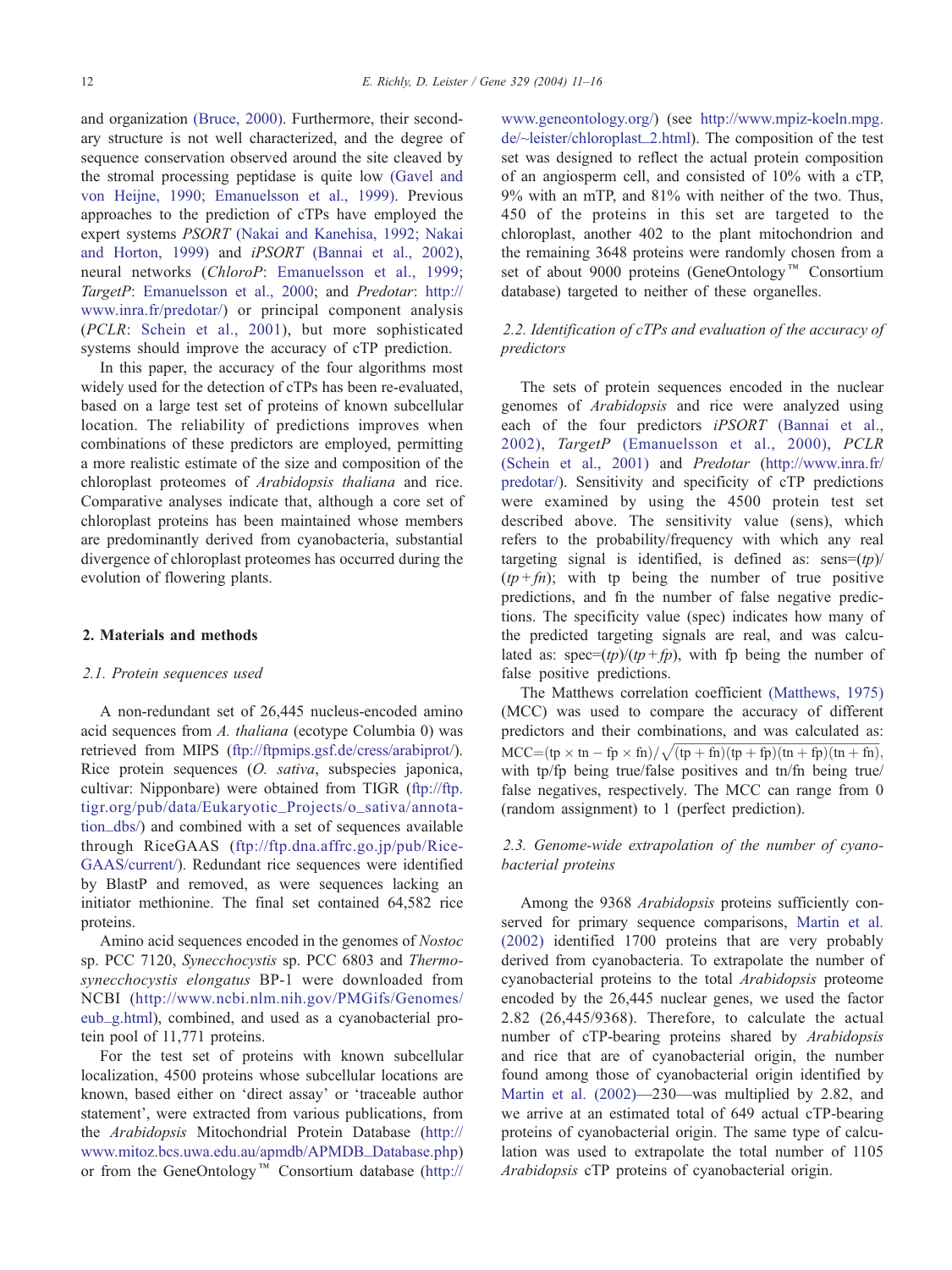and organization (Bruce, 2000). Furthermore, their secondary structure is not well characterized, and the degree of sequence conservation observed around the site cleaved by the stromal processing peptidase is quite low (Gavel and von Heijne, 1990; Emanuelsson et al., 1999). Previous approaches to the prediction of cTPs have employed the expert systems *PSORT* (Nakai and Kanehisa, 1992; Nakai and Horton, 1999) and *iPSORT* (Bannai et al., 2002), neural networks (*ChloroP*: Emanuelsson et al., 1999; *TargetP*: Emanuelsson et al., 2000; and *Predotar*: http://www.inra.fr/predotar/) or principal component analysis (*PCLR*: Schein et al., 2001), but more sophisticated systems should improve the accuracy of cTP prediction.

In this paper, the accuracy of the four algorithms most widely used for the detection of cTPs has been re-evaluated, based on a large test set of proteins of known subcellular location. The reliability of predictions improves when combinations of these predictors are employed, permitting a more realistic estimate of the size and composition of the chloroplast proteomes of *Arabidopsis thaliana* and rice. Comparative analyses indicate that, although a core set of chloroplast proteins has been maintained whose members are predominantly derived from cyanobacteria, substantial divergence of chloroplast proteomes has occurred during the evolution of flowering plants.

## 2. Materials and methods

### 2.1. Protein sequences used

A non-redundant set of 26,445 nucleus-encoded amino acid sequences from *A. thaliana* (ecotype Columbia 0) was retrieved from MIPS (ftp://ftpmips.gsf.de/cress/arabiprot/). Rice protein sequences (*O. sativa*, subspecies japonica, cultivar: Nipponbare) were obtained from TIGR (ftp://ftp.tigr.org/pub/data/Eukaryotic_Projects/o_sativa/annotation_dbs/) and combined with a set of sequences available through RiceGAAS (ftp://ftp.dna.affrc.go.jp/pub/Rice-GAAS/current/). Redundant rice sequences were identified by BlastP and removed, as were sequences lacking an initiator methionine. The final set contained 64,582 rice proteins.

Amino acid sequences encoded in the genomes of *Nostoc* sp. PCC 7120, *Synecchocystis* sp. PCC 6803 and *Thermosynecchocystis elongatus* BP-1 were downloaded from NCBI (http://www.ncbi.nlm.nih.gov/PMGifs/Genomes/eub_g.html), combined, and used as a cyanobacterial protein pool of 11,771 proteins.

For the test set of proteins with known subcellular localization, 4500 proteins whose subcellular locations are known, based either on 'direct assay' or 'traceable author statement', were extracted from various publications, from the *Arabidopsis* Mitochondrial Protein Database (http://www.mitoz.bcs.uwa.edu.au/apmdb/APMDB_Database.php) or from the GeneOntology™ Consortium database (http://www.geneontology.org/) (see http://www.mpiz-koeln.mpg.de/~leister/chloroplast_2.html). The composition of the test set was designed to reflect the actual protein composition of an angiosperm cell, and consisted of 10% with a cTP, 9% with an mTP, and 81% with neither of the two. Thus, 450 of the proteins in this set are targeted to the chloroplast, another 402 to the plant mitochondrion and the remaining 3648 proteins were randomly chosen from a set of about 9000 proteins (GeneOntology™ Consortium database) targeted to neither of these organelles.

### 2.2. Identification of cTPs and evaluation of the accuracy of predictors

The sets of protein sequences encoded in the nuclear genomes of *Arabidopsis* and rice were analyzed using each of the four predictors *iPSORT* (Bannai et al., 2002), *TargetP* (Emanuelsson et al., 2000), *PCLR* (Schein et al., 2001) and *Predotar* (http://www.inra.fr/predotar/). Sensitivity and specificity of cTP predictions were examined by using the 4500 protein test set described above. The sensitivity value (sens), which refers to the probability/frequency with which any real targeting signal is identified, is defined as: sens=$(tp)/(tp+fn)$; with tp being the number of true positive predictions, and fn the number of false negative predictions. The specificity value (spec) indicates how many of the predicted targeting signals are real, and was calculated as: spec=$(tp)/(tp+fp)$, with fp being the number of false positive predictions.

The Matthews correlation coefficient (Matthews, 1975) (MCC) was used to compare the accuracy of different predictors and their combinations, and was calculated as: $\mathrm{MCC}=(\mathrm{tp}\times\mathrm{tn}-\mathrm{fp}\times\mathrm{fn})/\sqrt{(\mathrm{tp}+\mathrm{fn})(\mathrm{tp}+\mathrm{fp})(\mathrm{tn}+\mathrm{fp})(\mathrm{tn}+\mathrm{fn})}$, with tp/fp being true/false positives and tn/fn being true/false negatives, respectively. The MCC can range from 0 (random assignment) to 1 (perfect prediction).

### 2.3. Genome-wide extrapolation of the number of cyanobacterial proteins

Among the 9368 *Arabidopsis* proteins sufficiently conserved for primary sequence comparisons, Martin et al. (2002) identified 1700 proteins that are very probably derived from cyanobacteria. To extrapolate the number of cyanobacterial proteins to the total *Arabidopsis* proteome encoded by the 26,445 nuclear genes, we used the factor 2.82 (26,445/9368). Therefore, to calculate the actual number of cTP-bearing proteins shared by *Arabidopsis* and rice that are of cyanobacterial origin, the number found among those of cyanobacterial origin identified by Martin et al. (2002)—230—was multiplied by 2.82, and we arrive at an estimated total of 649 actual cTP-bearing proteins of cyanobacterial origin. The same type of calculation was used to extrapolate the total number of 1105 *Arabidopsis* cTP proteins of cyanobacterial origin.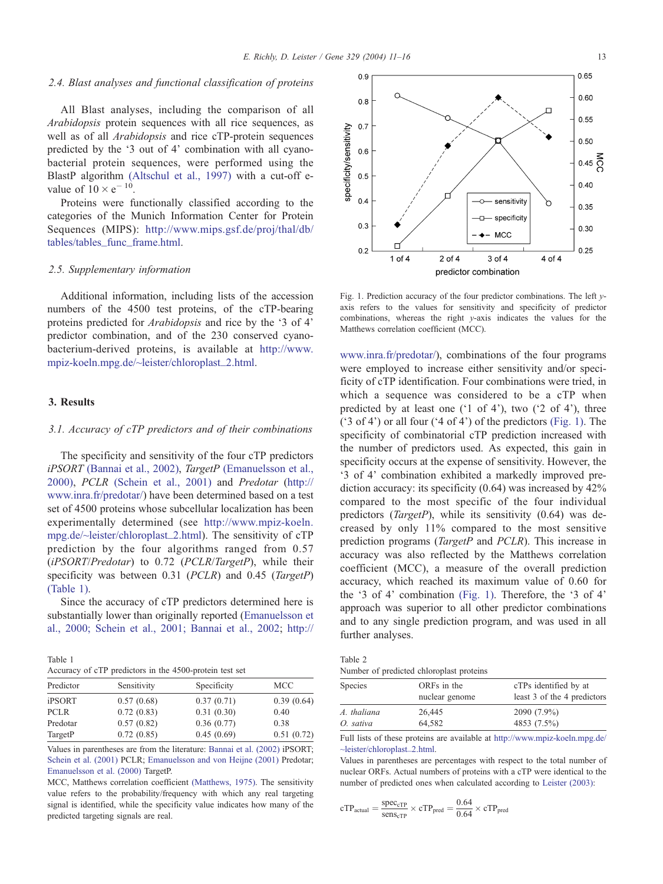### 2.4. Blast analyses and functional classification of proteins

All Blast analyses, including the comparison of all *Arabidopsis* protein sequences with all rice sequences, as well as of all *Arabidopsis* and rice cTP-protein sequences predicted by the '3 out of 4' combination with all cyanobacterial protein sequences, were performed using the BlastP algorithm (Altschul et al., 1997) with a cut-off e-value of $10 \times e^{-10}$.

Proteins were functionally classified according to the categories of the Munich Information Center for Protein Sequences (MIPS): http://www.mips.gsf.de/proj/thal/db/tables/tables_func_frame.html.

### 2.5. Supplementary information

Additional information, including lists of the accession numbers of the 4500 test proteins, of the cTP-bearing proteins predicted for *Arabidopsis* and rice by the '3 of 4' predictor combination, and of the 230 conserved cyanobacterium-derived proteins, is available at http://www.mpiz-koeln.mpg.de/~leister/chloroplast_2.html.

## 3. Results

### 3.1. Accuracy of cTP predictors and of their combinations

The specificity and sensitivity of the four cTP predictors *iPSORT* (Bannai et al., 2002), *TargetP* (Emanuelsson et al., 2000), *PCLR* (Schein et al., 2001) and *Predotar* (http://www.inra.fr/predotar/) have been determined based on a test set of 4500 proteins whose subcellular localization has been experimentally determined (see http://www.mpiz-koeln.mpg.de/~leister/chloroplast_2.html). The sensitivity of cTP prediction by the four algorithms ranged from 0.57 (*iPSORT*/*Predotar*) to 0.72 (*PCLR*/*TargetP*), while their specificity was between 0.31 (*PCLR*) and 0.45 (*TargetP*) (Table 1).

Since the accuracy of cTP predictors determined here is substantially lower than originally reported (Emanuelsson et al., 2000; Schein et al., 2001; Bannai et al., 2002; http://www.inra.fr/predotar/), combinations of the four programs were employed to increase either sensitivity and/or specificity of cTP identification. Four combinations were tried, in which a sequence was considered to be a cTP when predicted by at least one ('1 of 4'), two ('2 of 4'), three ('3 of 4') or all four ('4 of 4') of the predictors (Fig. 1). The specificity of combinatorial cTP prediction increased with the number of predictors used. As expected, this gain in specificity occurs at the expense of sensitivity. However, the '3 of 4' combination exhibited a markedly improved prediction accuracy: its specificity (0.64) was increased by 42% compared to the most specific of the four individual predictors (*TargetP*), while its sensitivity (0.64) was decreased by only 11% compared to the most sensitive prediction programs (*TargetP* and *PCLR*). This increase in accuracy was also reflected by the Matthews correlation coefficient (MCC), a measure of the overall prediction accuracy, which reached its maximum value of 0.60 for the '3 of 4' combination (Fig. 1). Therefore, the '3 of 4' approach was superior to all other predictor combinations and to any single prediction program, and was used in all further analyses.

Fig. 1. Prediction accuracy of the four predictor combinations. The left *y*-axis refers to the values for sensitivity and specificity of predictor combinations, whereas the right *y*-axis indicates the values for the Matthews correlation coefficient (MCC).

Table 1
Accuracy of cTP predictors in the 4500-protein test set

| Predictor | Sensitivity | Specificity | MCC |
|---|---|---|---|
| iPSORT | 0.57 (0.68) | 0.37 (0.71) | 0.39 (0.64) |
| PCLR | 0.72 (0.83) | 0.31 (0.30) | 0.40 |
| Predotar | 0.57 (0.82) | 0.36 (0.77) | 0.38 |
| TargetP | 0.72 (0.85) | 0.45 (0.69) | 0.51 (0.72) |

Values in parentheses are from the literature: Bannai et al. (2002) iPSORT; Schein et al. (2001) PCLR; Emanuelsson and von Heijne (2001) Predotar; Emanuelsson et al. (2000) TargetP.

MCC, Matthews correlation coefficient (Matthews, 1975). The sensitivity value refers to the probability/frequency with which any real targeting signal is identified, while the specificity value indicates how many of the predicted targeting signals are real.

Table 2
Number of predicted chloroplast proteins

| Species | ORFs in the nuclear genome | cTPs identified by at least 3 of the 4 predictors |
|---|---|---|
| *A. thaliana* | 26,445 | 2090 (7.9%) |
| *O. sativa* | 64,582 | 4853 (7.5%) |

Full lists of these proteins are available at http://www.mpiz-koeln.mpg.de/~leister/chloroplast_2.html.

Values in parentheses are percentages with respect to the total number of nuclear ORFs. Actual numbers of proteins with a cTP were identical to the number of predicted ones when calculated according to Leister (2003):

$$\mathrm{cTP}_{\mathrm{actual}} = \frac{\mathrm{spec}_{\mathrm{cTP}}}{\mathrm{sens}_{\mathrm{cTP}}} \times \mathrm{cTP}_{\mathrm{pred}} = \frac{0.64}{0.64} \times \mathrm{cTP}_{\mathrm{pred}}$$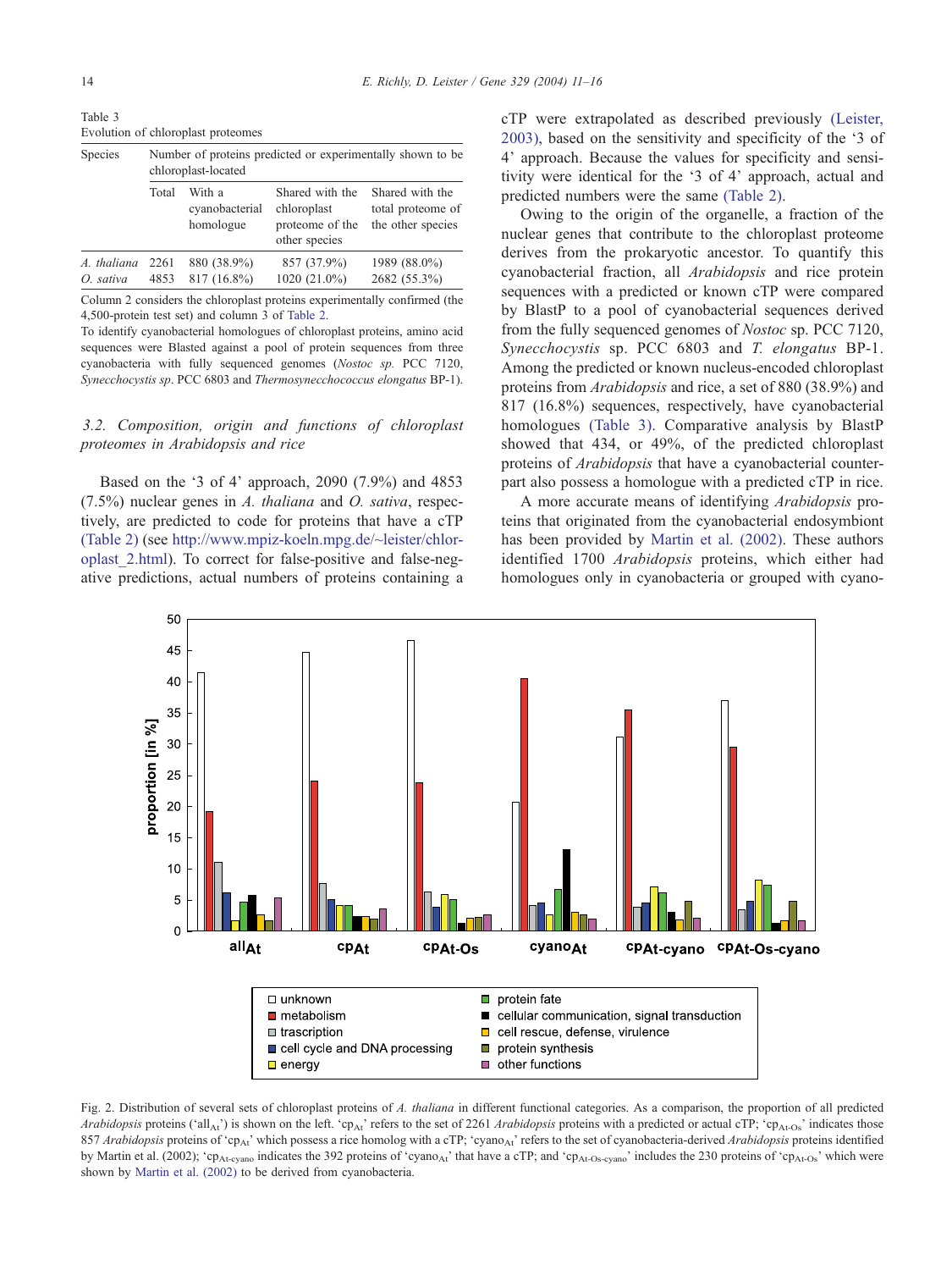Table 3
Evolution of chloroplast proteomes

| Species | Number of proteins predicted or experimentally shown to be chloroplast-located | | | |
|---|---|---|---|---|
| | Total | With a cyanobacterial homologue | Shared with the chloroplast proteome of the other species | Shared with the total proteome of the other species |
| *A. thaliana* | 2261 | 880 (38.9%) | 857 (37.9%) | 1989 (88.0%) |
| *O. sativa* | 4853 | 817 (16.8%) | 1020 (21.0%) | 2682 (55.3%) |

Column 2 considers the chloroplast proteins experimentally confirmed (the 4,500-protein test set) and column 3 of Table 2.
To identify cyanobacterial homologues of chloroplast proteins, amino acid sequences were Blasted against a pool of protein sequences from three cyanobacteria with fully sequenced genomes (*Nostoc sp.* PCC 7120, *Synecchocystis sp*. PCC 6803 and *Thermosynecchococcus elongatus* BP-1).

### 3.2. Composition, origin and functions of chloroplast proteomes in Arabidopsis and rice

Based on the '3 of 4' approach, 2090 (7.9%) and 4853 (7.5%) nuclear genes in *A. thaliana* and *O. sativa*, respectively, are predicted to code for proteins that have a cTP (Table 2) (see http://www.mpiz-koeln.mpg.de/~leister/chloroplast_2.html). To correct for false-positive and false-negative predictions, actual numbers of proteins containing a cTP were extrapolated as described previously (Leister, 2003), based on the sensitivity and specificity of the '3 of 4' approach. Because the values for specificity and sensitivity were identical for the '3 of 4' approach, actual and predicted numbers were the same (Table 2).

Owing to the origin of the organelle, a fraction of the nuclear genes that contribute to the chloroplast proteome derives from the prokaryotic ancestor. To quantify this cyanobacterial fraction, all *Arabidopsis* and rice protein sequences with a predicted or known cTP were compared by BlastP to a pool of cyanobacterial sequences derived from the fully sequenced genomes of *Nostoc* sp. PCC 7120, *Synechocystis* sp. PCC 6803 and *T. elongatus* BP-1. Among the predicted or known nucleus-encoded chloroplast proteins from *Arabidopsis* and rice, a set of 880 (38.9%) and 817 (16.8%) sequences, respectively, have cyanobacterial homologues (Table 3). Comparative analysis by BlastP showed that 434, or 49%, of the predicted chloroplast proteins of *Arabidopsis* that have a cyanobacterial counterpart also possess a homologue with a predicted cTP in rice.

A more accurate means of identifying *Arabidopsis* proteins that originated from the cyanobacterial endosymbiont has been provided by Martin et al. (2002). These authors identified 1700 *Arabidopsis* proteins, which either had homologues only in cyanobacteria or grouped with cyano-

Fig. 2. Distribution of several sets of chloroplast proteins of *A. thaliana* in different functional categories. As a comparison, the proportion of all predicted *Arabidopsis* proteins ('$all_{At}$') is shown on the left. '$cp_{At}$' refers to the set of 2261 *Arabidopsis* proteins with a predicted or actual cTP; '$cp_{At\text{-}Os}$' indicates those 857 *Arabidopsis* proteins of '$cp_{At}$' which possess a rice homolog with a cTP; '$cyano_{At}$' refers to the set of cyanobacteria-derived *Arabidopsis* proteins identified by Martin et al. (2002); '$cp_{At\text{-}cyano}$' indicates the 392 proteins of '$cyano_{At}$' that have a cTP; and '$cp_{At\text{-}Os\text{-}cyano}$' includes the 230 proteins of '$cp_{At\text{-}Os}$' which were shown by Martin et al. (2002) to be derived from cyanobacteria.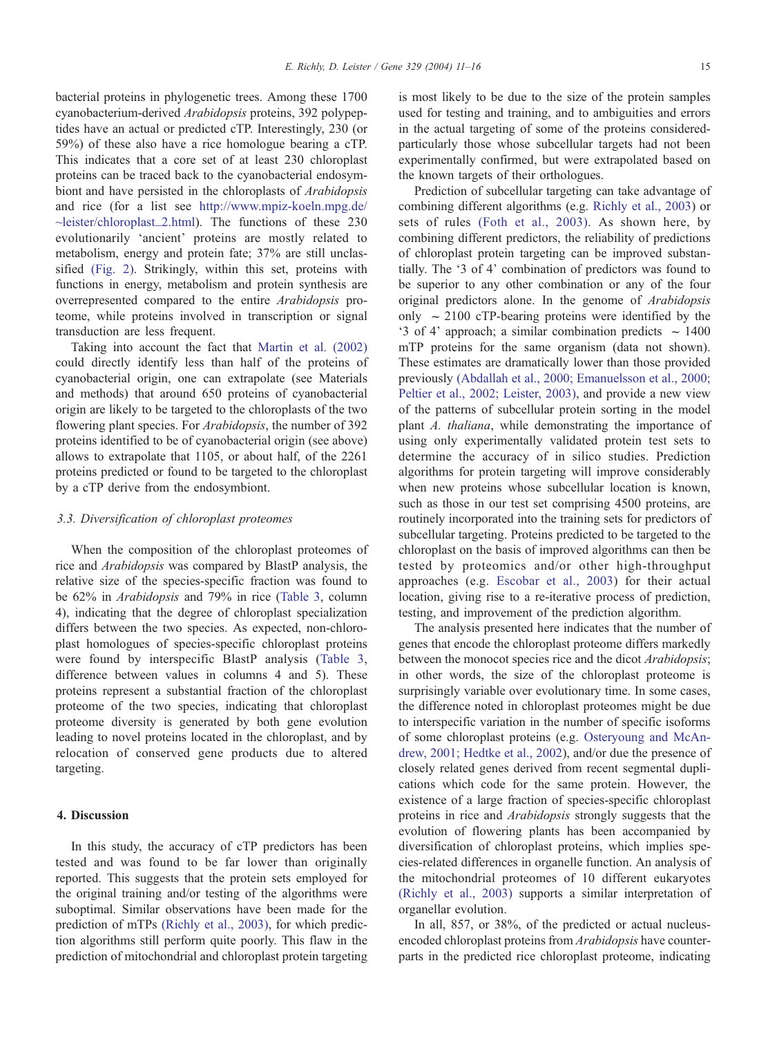bacterial proteins in phylogenetic trees. Among these 1700 cyanobacterium-derived *Arabidopsis* proteins, 392 polypeptides have an actual or predicted cTP. Interestingly, 230 (or 59%) of these also have a rice homologue bearing a cTP. This indicates that a core set of at least 230 chloroplast proteins can be traced back to the cyanobacterial endosymbiont and have persisted in the chloroplasts of *Arabidopsis* and rice (for a list see http://www.mpiz-koeln.mpg.de/~leister/chloroplast_2.html). The functions of these 230 evolutionarily 'ancient' proteins are mostly related to metabolism, energy and protein fate; 37% are still unclassified (Fig. 2). Strikingly, within this set, proteins with functions in energy, metabolism and protein synthesis are overrepresented compared to the entire *Arabidopsis* proteome, while proteins involved in transcription or signal transduction are less frequent.

Taking into account the fact that Martin et al. (2002) could directly identify less than half of the proteins of cyanobacterial origin, one can extrapolate (see Materials and methods) that around 650 proteins of cyanobacterial origin are likely to be targeted to the chloroplasts of the two flowering plant species. For *Arabidopsis*, the number of 392 proteins identified to be of cyanobacterial origin (see above) allows to extrapolate that 1105, or about half, of the 2261 proteins predicted or found to be targeted to the chloroplast by a cTP derive from the endosymbiont.

### 3.3. Diversification of chloroplast proteomes

When the composition of the chloroplast proteomes of rice and *Arabidopsis* was compared by BlastP analysis, the relative size of the species-specific fraction was found to be 62% in *Arabidopsis* and 79% in rice (Table 3, column 4), indicating that the degree of chloroplast specialization differs between the two species. As expected, non-chloroplast homologues of species-specific chloroplast proteins were found by interspecific BlastP analysis (Table 3, difference between values in columns 4 and 5). These proteins represent a substantial fraction of the chloroplast proteome of the two species, indicating that chloroplast proteome diversity is generated by both gene evolution leading to novel proteins located in the chloroplast, and by relocation of conserved gene products due to altered targeting.

## 4. Discussion

In this study, the accuracy of cTP predictors has been tested and was found to be far lower than originally reported. This suggests that the protein sets employed for the original training and/or testing of the algorithms were suboptimal. Similar observations have been made for the prediction of mTPs (Richly et al., 2003), for which prediction algorithms still perform quite poorly. This flaw in the prediction of mitochondrial and chloroplast protein targeting is most likely to be due to the size of the protein samples used for testing and training, and to ambiguities and errors in the actual targeting of some of the proteins considered-particularly those whose subcellular targets had not been experimentally confirmed, but were extrapolated based on the known targets of their orthologues.

Prediction of subcellular targeting can take advantage of combining different algorithms (e.g. Richly et al., 2003) or sets of rules (Foth et al., 2003). As shown here, by combining different predictors, the reliability of predictions of chloroplast protein targeting can be improved substantially. The '3 of 4' combination of predictors was found to be superior to any other combination or any of the four original predictors alone. In the genome of *Arabidopsis* only ~2100 cTP-bearing proteins were identified by the '3 of 4' approach; a similar combination predicts ~1400 mTP proteins for the same organism (data not shown). These estimates are dramatically lower than those provided previously (Abdallah et al., 2000; Emanuelsson et al., 2000; Peltier et al., 2002; Leister, 2003), and provide a new view of the patterns of subcellular protein sorting in the model plant *A. thaliana*, while demonstrating the importance of using only experimentally validated protein test sets to determine the accuracy of in silico studies. Prediction algorithms for protein targeting will improve considerably when new proteins whose subcellular location is known, such as those in our test set comprising 4500 proteins, are routinely incorporated into the training sets for predictors of subcellular targeting. Proteins predicted to be targeted to the chloroplast on the basis of improved algorithms can then be tested by proteomics and/or other high-throughput approaches (e.g. Escobar et al., 2003) for their actual location, giving rise to a re-iterative process of prediction, testing, and improvement of the prediction algorithm.

The analysis presented here indicates that the number of genes that encode the chloroplast proteome differs markedly between the monocot species rice and the dicot *Arabidopsis*; in other words, the size of the chloroplast proteome is surprisingly variable over evolutionary time. In some cases, the difference noted in chloroplast proteomes might be due to interspecific variation in the number of specific isoforms of some chloroplast proteins (e.g. Osteryoung and McAndrew, 2001; Hedtke et al., 2002), and/or due the presence of closely related genes derived from recent segmental duplications which code for the same protein. However, the existence of a large fraction of species-specific chloroplast proteins in rice and *Arabidopsis* strongly suggests that the evolution of flowering plants has been accompanied by diversification of chloroplast proteins, which implies species-related differences in organelle function. An analysis of the mitochondrial proteomes of 10 different eukaryotes (Richly et al., 2003) supports a similar interpretation of organellar evolution.

In all, 857, or 38%, of the predicted or actual nucleus-encoded chloroplast proteins from *Arabidopsis* have counterparts in the predicted rice chloroplast proteome, indicating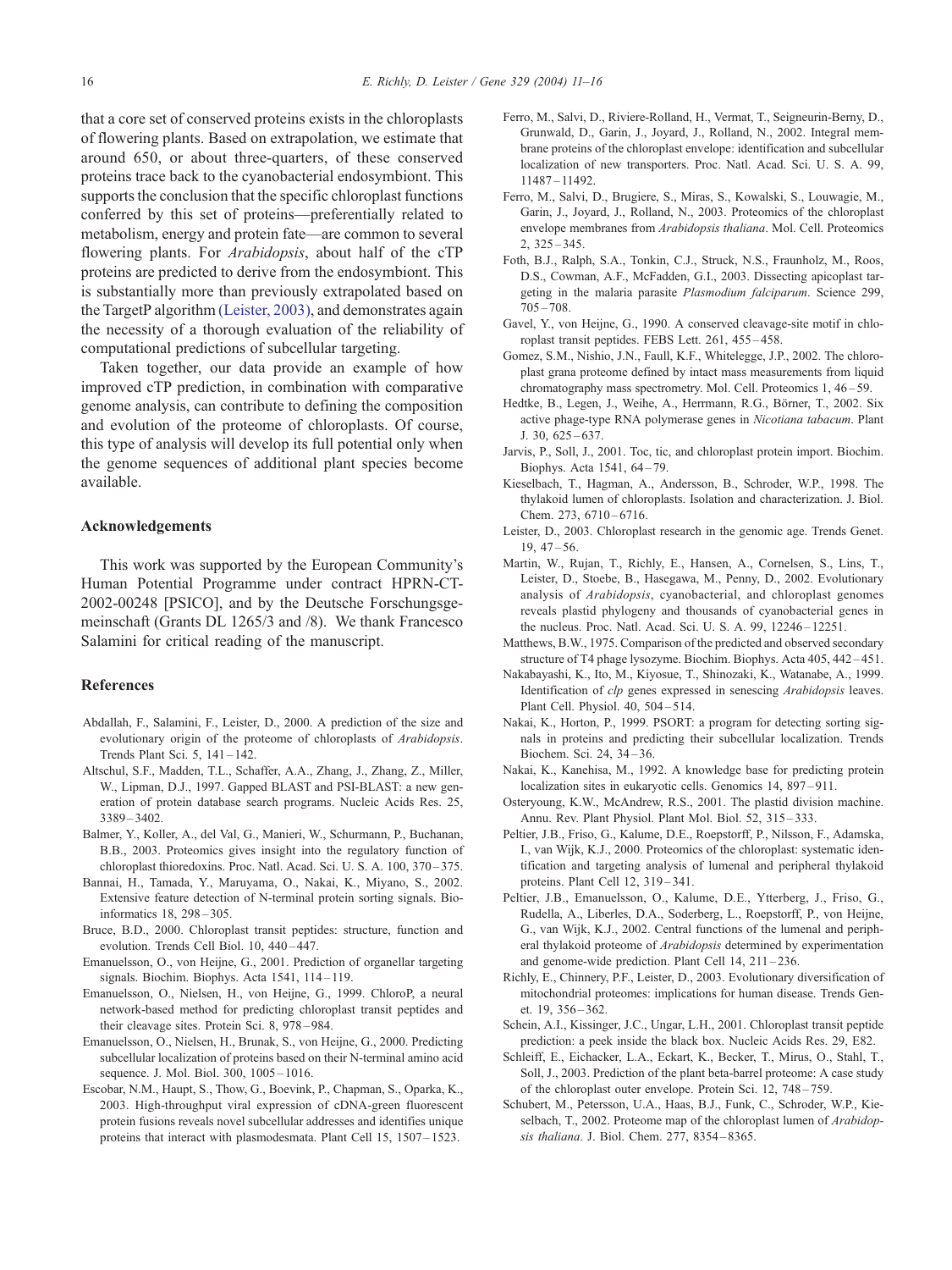that a core set of conserved proteins exists in the chloroplasts of flowering plants. Based on extrapolation, we estimate that around 650, or about three-quarters, of these conserved proteins trace back to the cyanobacterial endosymbiont. This supports the conclusion that the specific chloroplast functions conferred by this set of proteins—preferentially related to metabolism, energy and protein fate—are common to several flowering plants. For *Arabidopsis*, about half of the cTP proteins are predicted to derive from the endosymbiont. This is substantially more than previously extrapolated based on the TargetP algorithm (Leister, 2003), and demonstrates again the necessity of a thorough evaluation of the reliability of computational predictions of subcellular targeting.

Taken together, our data provide an example of how improved cTP prediction, in combination with comparative genome analysis, can contribute to defining the composition and evolution of the proteome of chloroplasts. Of course, this type of analysis will develop its full potential only when the genome sequences of additional plant species become available.

## Acknowledgements

This work was supported by the European Community's Human Potential Programme under contract HPRN-CT-2002-00248 [PSICO], and by the Deutsche Forschungsgemeinschaft (Grants DL 1265/3 and /8). We thank Francesco Salamini for critical reading of the manuscript.

## References

Abdallah, F., Salamini, F., Leister, D., 2000. A prediction of the size and evolutionary origin of the proteome of chloroplasts of *Arabidopsis*. Trends Plant Sci. 5, 141–142.

Altschul, S.F., Madden, T.L., Schaffer, A.A., Zhang, J., Zhang, Z., Miller, W., Lipman, D.J., 1997. Gapped BLAST and PSI-BLAST: a new generation of protein database search programs. Nucleic Acids Res. 25, 3389–3402.

Balmer, Y., Koller, A., del Val, G., Manieri, W., Schurmann, P., Buchanan, B.B., 2003. Proteomics gives insight into the regulatory function of chloroplast thioredoxins. Proc. Natl. Acad. Sci. U. S. A. 100, 370–375.

Bannai, H., Tamada, Y., Maruyama, O., Nakai, K., Miyano, S., 2002. Extensive feature detection of N-terminal protein sorting signals. Bioinformatics 18, 298–305.

Bruce, B.D., 2000. Chloroplast transit peptides: structure, function and evolution. Trends Cell Biol. 10, 440–447.

Emanuelsson, O., von Heijne, G., 2001. Prediction of organellar targeting signals. Biochim. Biophys. Acta 1541, 114–119.

Emanuelsson, O., Nielsen, H., von Heijne, G., 1999. ChloroP, a neural network-based method for predicting chloroplast transit peptides and their cleavage sites. Protein Sci. 8, 978–984.

Emanuelsson, O., Nielsen, H., Brunak, S., von Heijne, G., 2000. Predicting subcellular localization of proteins based on their N-terminal amino acid sequence. J. Mol. Biol. 300, 1005–1016.

Escobar, N.M., Haupt, S., Thow, G., Boevink, P., Chapman, S., Oparka, K., 2003. High-throughput viral expression of cDNA-green fluorescent protein fusions reveals novel subcellular addresses and identifies unique proteins that interact with plasmodesmata. Plant Cell 15, 1507–1523.

Ferro, M., Salvi, D., Riviere-Rolland, H., Vermat, T., Seigneurin-Berny, D., Grunwald, D., Garin, J., Joyard, J., Rolland, N., 2002. Integral membrane proteins of the chloroplast envelope: identification and subcellular localization of new transporters. Proc. Natl. Acad. Sci. U. S. A. 99, 11487–11492.

Ferro, M., Salvi, D., Brugiere, S., Miras, S., Kowalski, S., Louwagie, M., Garin, J., Joyard, J., Rolland, N., 2003. Proteomics of the chloroplast envelope membranes from *Arabidopsis thaliana*. Mol. Cell. Proteomics 2, 325–345.

Foth, B.J., Ralph, S.A., Tonkin, C.J., Struck, N.S., Fraunholz, M., Roos, D.S., Cowman, A.F., McFadden, G.I., 2003. Dissecting apicoplast targeting in the malaria parasite *Plasmodium falciparum*. Science 299, 705–708.

Gavel, Y., von Heijne, G., 1990. A conserved cleavage-site motif in chloroplast transit peptides. FEBS Lett. 261, 455–458.

Gomez, S.M., Nishio, J.N., Faull, K.F., Whitelegge, J.P., 2002. The chloroplast grana proteome defined by intact mass measurements from liquid chromatography mass spectrometry. Mol. Cell. Proteomics 1, 46–59.

Hedtke, B., Legen, J., Weihe, A., Herrmann, R.G., Börner, T., 2002. Six active phage-type RNA polymerase genes in *Nicotiana tabacum*. Plant J. 30, 625–637.

Jarvis, P., Soll, J., 2001. Toc, tic, and chloroplast protein import. Biochim. Biophys. Acta 1541, 64–79.

Kieselbach, T., Hagman, A., Andersson, B., Schroder, W.P., 1998. The thylakoid lumen of chloroplasts. Isolation and characterization. J. Biol. Chem. 273, 6710–6716.

Leister, D., 2003. Chloroplast research in the genomic age. Trends Genet. 19, 47–56.

Martin, W., Rujan, T., Richly, E., Hansen, A., Cornelsen, S., Lins, T., Leister, D., Stoebe, B., Hasegawa, M., Penny, D., 2002. Evolutionary analysis of *Arabidopsis*, cyanobacterial, and chloroplast genomes reveals plastid phylogeny and thousands of cyanobacterial genes in the nucleus. Proc. Natl. Acad. Sci. U. S. A. 99, 12246–12251.

Matthews, B.W., 1975. Comparison of the predicted and observed secondary structure of T4 phage lysozyme. Biochim. Biophys. Acta 405, 442–451.

Nakabayashi, K., Ito, M., Kiyosue, T., Shinozaki, K., Watanabe, A., 1999. Identification of *clp* genes expressed in senescing *Arabidopsis* leaves. Plant Cell. Physiol. 40, 504–514.

Nakai, K., Horton, P., 1999. PSORT: a program for detecting sorting signals in proteins and predicting their subcellular localization. Trends Biochem. Sci. 24, 34–36.

Nakai, K., Kanehisa, M., 1992. A knowledge base for predicting protein localization sites in eukaryotic cells. Genomics 14, 897–911.

Osteryoung, K.W., McAndrew, R.S., 2001. The plastid division machine. Annu. Rev. Plant Physiol. Plant Mol. Biol. 52, 315–333.

Peltier, J.B., Friso, G., Kalume, D.E., Roepstorff, P., Nilsson, F., Adamska, I., van Wijk, K.J., 2000. Proteomics of the chloroplast: systematic identification and targeting analysis of lumenal and peripheral thylakoid proteins. Plant Cell 12, 319–341.

Peltier, J.B., Emanuelsson, O., Kalume, D.E., Ytterberg, J., Friso, G., Rudella, A., Liberles, D.A., Soderberg, L., Roepstorff, P., von Heijne, G., van Wijk, K.J., 2002. Central functions of the lumenal and peripheral thylakoid proteome of *Arabidopsis* determined by experimentation and genome-wide prediction. Plant Cell 14, 211–236.

Richly, E., Chinnery, P.F., Leister, D., 2003. Evolutionary diversification of mitochondrial proteomes: implications for human disease. Trends Genet. 19, 356–362.

Schein, A.I., Kissinger, J.C., Ungar, L.H., 2001. Chloroplast transit peptide prediction: a peek inside the black box. Nucleic Acids Res. 29, E82.

Schleiff, E., Eichacker, L.A., Eckart, K., Becker, T., Mirus, O., Stahl, T., Soll, J., 2003. Prediction of the plant beta-barrel proteome: A case study of the chloroplast outer envelope. Protein Sci. 12, 748–759.

Schubert, M., Petersson, U.A., Haas, B.J., Funk, C., Schroder, W.P., Kieselbach, T., 2002. Proteome map of the chloroplast lumen of *Arabidopsis thaliana*. J. Biol. Chem. 277, 8354–8365.